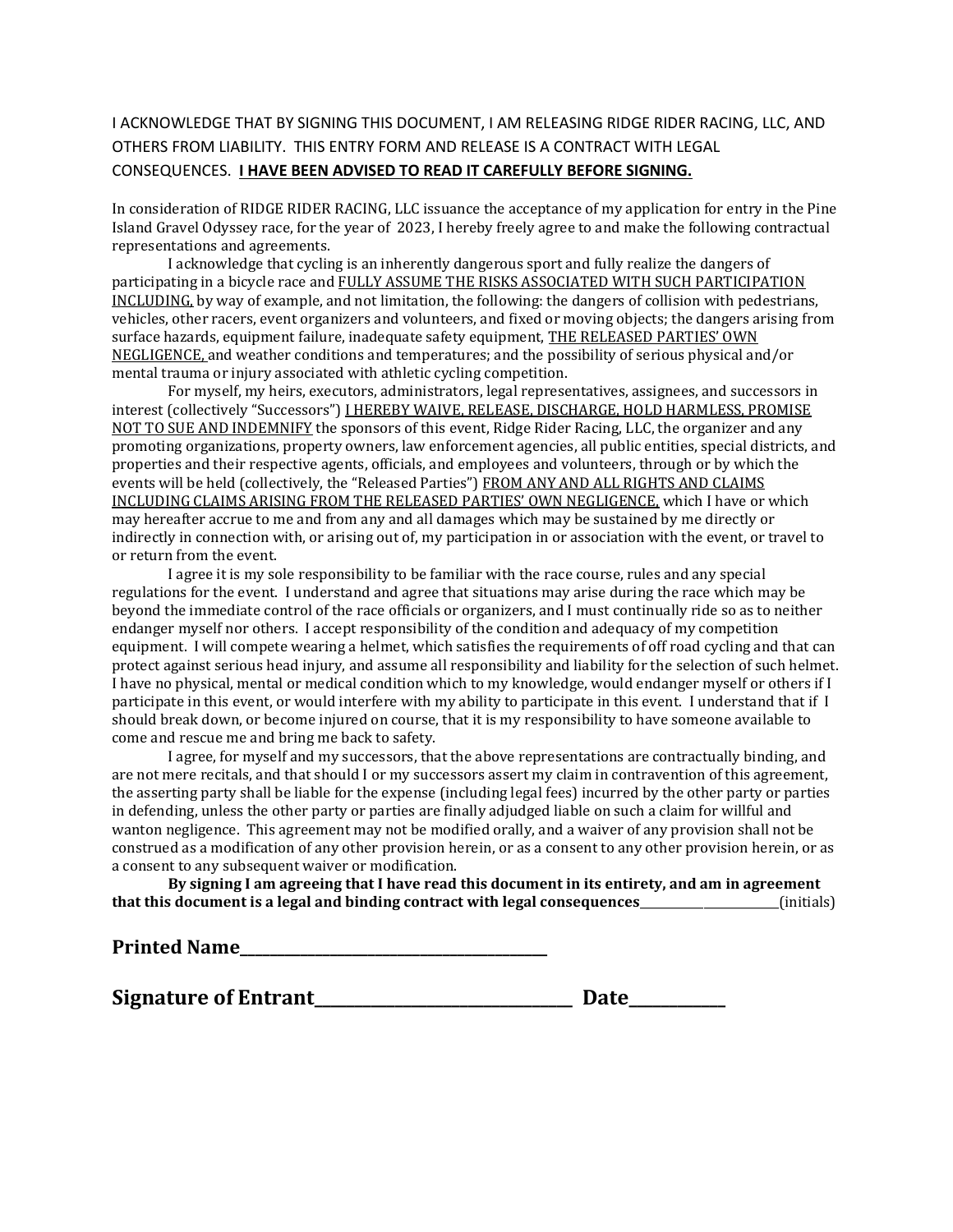I ACKNOWLEDGE THAT BY SIGNING THIS DOCUMENT, I AM RELEASING RIDGE RIDER RACING, LLC, AND OTHERS FROM LIABILITY. THIS ENTRY FORM AND RELEASE IS A CONTRACT WITH LEGAL CONSEQUENCES. **I HAVE BEEN ADVISED TO READ IT CAREFULLY BEFORE SIGNING.**

In consideration of RIDGE RIDER RACING, LLC issuance the acceptance of my application for entry in the Pine Island Gravel Odyssey race, for the year of 2023, I hereby freely agree to and make the following contractual representations and agreements.

I acknowledge that cycling is an inherently dangerous sport and fully realize the dangers of participating in a bicycle race and <u>FULLY ASSUME THE RISKS ASSOCIATED WITH SUCH PARTICIPATION INCLUDING,</u> by way of example, and not limitation, the following: the dangers of collision with pedestrians, vehicles, other racers, event organizers and volunteers, and fixed or moving objects; the dangers arising from surface hazards, equipment failure, inadequate safety equipment, <u>THE RELEASED PARTIES' OWN NEGLIGENCE,</u> and weather conditions and temperatures; and the possibility of serious physical and/or mental trauma or injury associated with athletic cycling competition.

For myself, my heirs, executors, administrators, legal representatives, assignees, and successors in interest (collectively "Successors") <u>I HEREBY WAIVE, RELEASE, DISCHARGE, HOLD HARMLESS, PROMISE NOT TO SUE AND INDEMNIFY</u> the sponsors of this event, Ridge Rider Racing, LLC, the organizer and any promoting organizations, property owners, law enforcement agencies, all public entities, special districts, and properties and their respective agents, officials, and employees and volunteers, through or by which the events will be held (collectively, the "Released Parties") <u>FROM ANY AND ALL RIGHTS AND CLAIMS INCLUDING CLAIMS ARISING FROM THE RELEASED PARTIES' OWN NEGLIGENCE,</u> which I have or which may hereafter accrue to me and from any and all damages which may be sustained by me directly or indirectly in connection with, or arising out of, my participation in or association with the event, or travel to or return from the event.

I agree it is my sole responsibility to be familiar with the race course, rules and any special regulations for the event. I understand and agree that situations may arise during the race which may be beyond the immediate control of the race officials or organizers, and I must continually ride so as to neither endanger myself nor others. I accept responsibility of the condition and adequacy of my competition equipment. I will compete wearing a helmet, which satisfies the requirements of off road cycling and that can protect against serious head injury, and assume all responsibility and liability for the selection of such helmet. I have no physical, mental or medical condition which to my knowledge, would endanger myself or others if I participate in this event, or would interfere with my ability to participate in this event. I understand that if I should break down, or become injured on course, that it is my responsibility to have someone available to come and rescue me and bring me back to safety.

I agree, for myself and my successors, that the above representations are contractually binding, and are not mere recitals, and that should I or my successors assert my claim in contravention of this agreement, the asserting party shall be liable for the expense (including legal fees) incurred by the other party or parties in defending, unless the other party or parties are finally adjudged liable on such a claim for willful and wanton negligence. This agreement may not be modified orally, and a waiver of any provision shall not be construed as a modification of any other provision herein, or as a consent to any other provision herein, or as a consent to any subsequent waiver or modification.

**By signing I am agreeing that I have read this document in its entirety, and am in agreement that this document is a legal and binding contract with legal consequences**______________________(initials)

**Printed Name**_____________________________________

**Signature of Entrant**______________________________ **Date**__________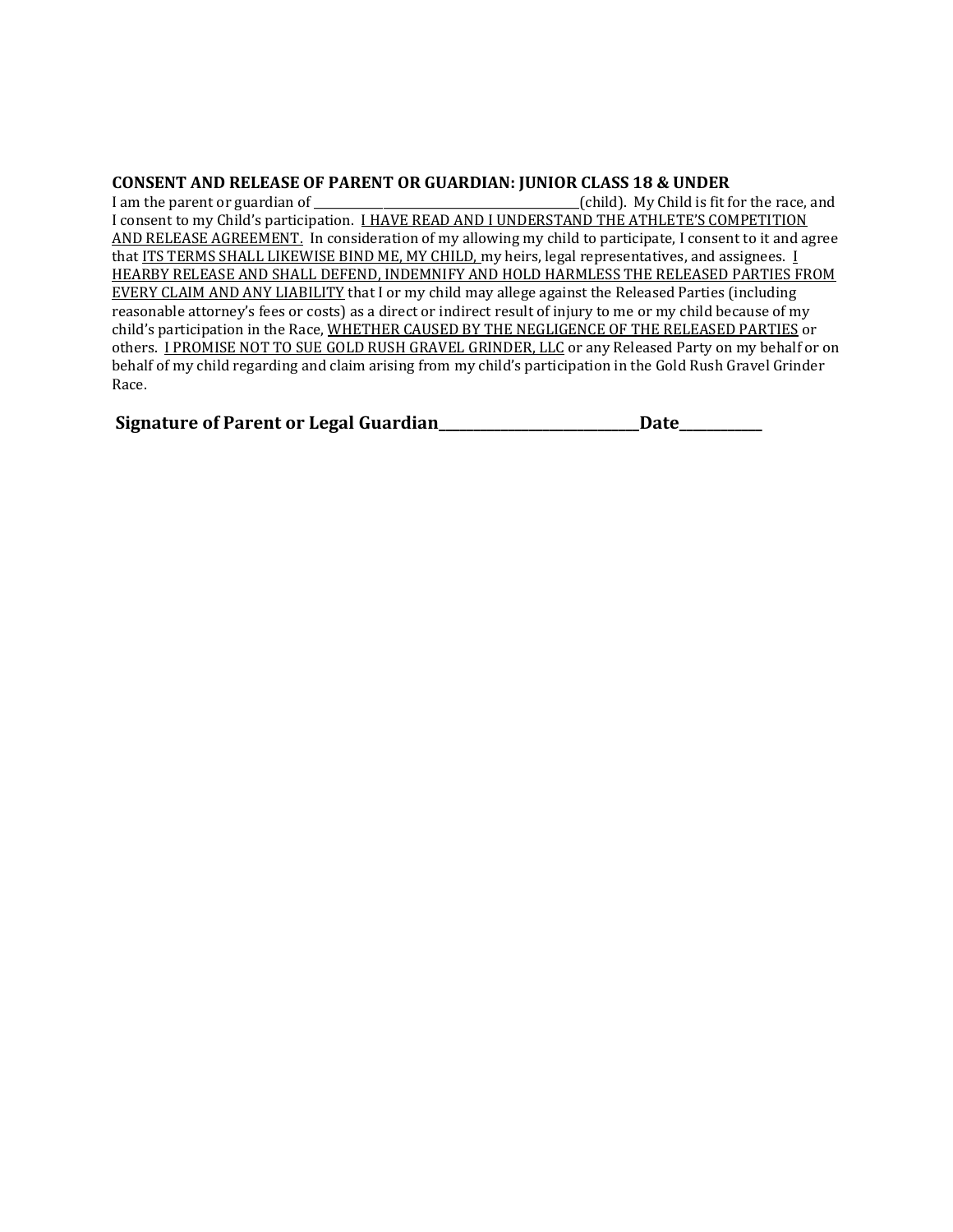**CONSENT AND RELEASE OF PARENT OR GUARDIAN: JUNIOR CLASS 18 & UNDER**

I am the parent or guardian of ______________________________________________(child). My Child is fit for the race, and I consent to my Child's participation. <u>I HAVE READ AND I UNDERSTAND THE ATHLETE'S COMPETITION AND RELEASE AGREEMENT.</u> In consideration of my allowing my child to participate, I consent to it and agree that <u>ITS TERMS SHALL LIKEWISE BIND ME, MY CHILD,</u> my heirs, legal representatives, and assignees. <u>I HEARBY RELEASE AND SHALL DEFEND, INDEMNIFY AND HOLD HARMLESS THE RELEASED PARTIES FROM EVERY CLAIM AND ANY LIABILITY</u> that I or my child may allege against the Released Parties (including reasonable attorney's fees or costs) as a direct or indirect result of injury to me or my child because of my child's participation in the Race, <u>WHETHER CAUSED BY THE NEGLIGENCE OF THE RELEASED PARTIES</u> or others. <u>I PROMISE NOT TO SUE GOLD RUSH GRAVEL GRINDER, LLC</u> or any Released Party on my behalf or on behalf of my child regarding and claim arising from my child's participation in the Gold Rush Gravel Grinder Race.

**Signature of Parent or Legal Guardian_____________________________Date____________**